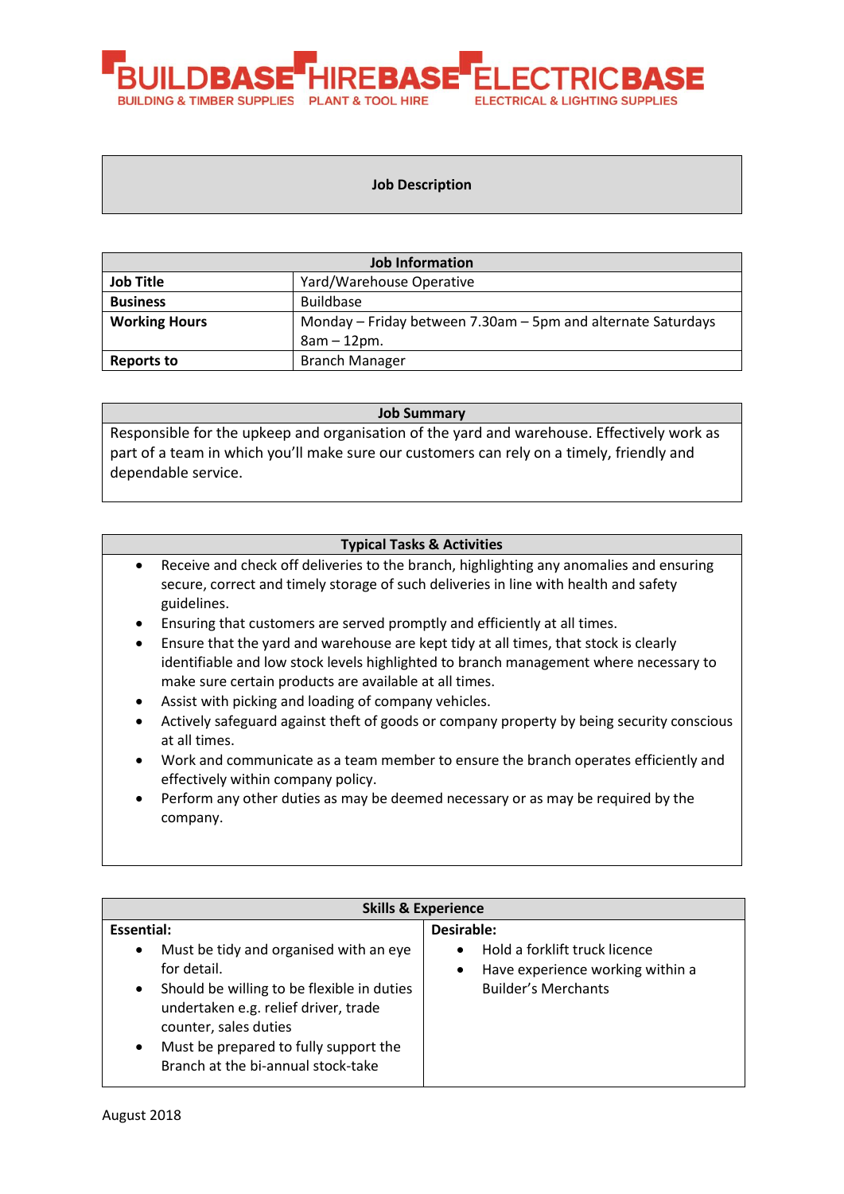BUILDBASE HIREBASE ELECTRICBASE
BUILDING & TIMBER SUPPLIES PLANT & TOOL HIRE ELECTRICAL & LIGHTING SUPPLIES

# Job Description

| Job Information | |
|---|---|
| **Job Title** | Yard/Warehouse Operative |
| **Business** | Buildbase |
| **Working Hours** | Monday – Friday between 7.30am – 5pm and alternate Saturdays 8am – 12pm. |
| **Reports to** | Branch Manager |

## Job Summary

Responsible for the upkeep and organisation of the yard and warehouse. Effectively work as part of a team in which you'll make sure our customers can rely on a timely, friendly and dependable service.

## Typical Tasks & Activities

- Receive and check off deliveries to the branch, highlighting any anomalies and ensuring secure, correct and timely storage of such deliveries in line with health and safety guidelines.
- Ensuring that customers are served promptly and efficiently at all times.
- Ensure that the yard and warehouse are kept tidy at all times, that stock is clearly identifiable and low stock levels highlighted to branch management where necessary to make sure certain products are available at all times.
- Assist with picking and loading of company vehicles.
- Actively safeguard against theft of goods or company property by being security conscious at all times.
- Work and communicate as a team member to ensure the branch operates efficiently and effectively within company policy.
- Perform any other duties as may be deemed necessary or as may be required by the company.

## Skills & Experience

**Essential:**

- Must be tidy and organised with an eye for detail.
- Should be willing to be flexible in duties undertaken e.g. relief driver, trade counter, sales duties
- Must be prepared to fully support the Branch at the bi-annual stock-take

**Desirable:**

- Hold a forklift truck licence
- Have experience working within a Builder's Merchants

August 2018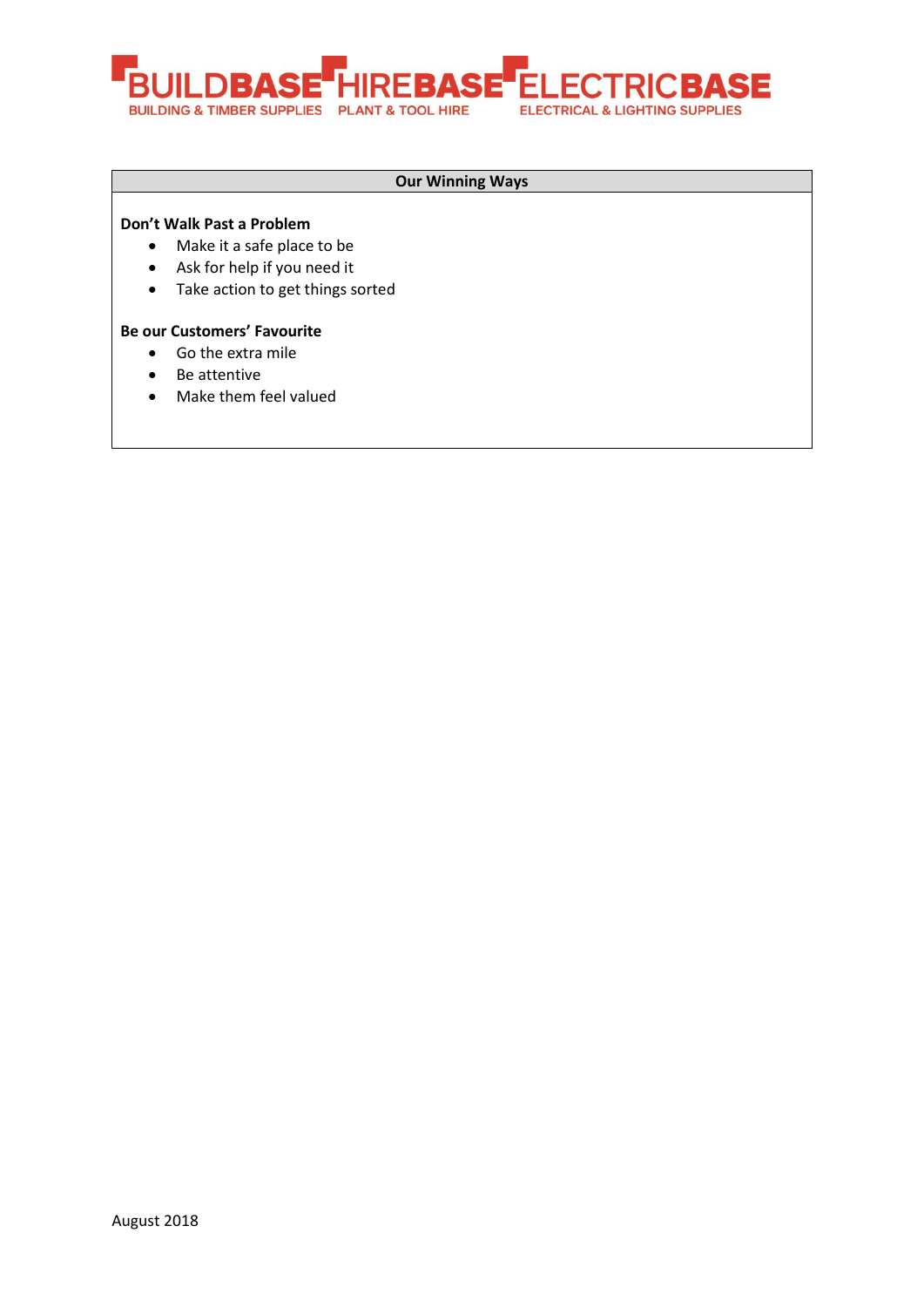BUILDBASE HIREBASE ELECTRICBASE
BUILDING & TIMBER SUPPLIES  PLANT & TOOL HIRE  ELECTRICAL & LIGHTING SUPPLIES

## Our Winning Ways

**Don't Walk Past a Problem**

- Make it a safe place to be
- Ask for help if you need it
- Take action to get things sorted

**Be our Customers' Favourite**

- Go the extra mile
- Be attentive
- Make them feel valued

August 2018